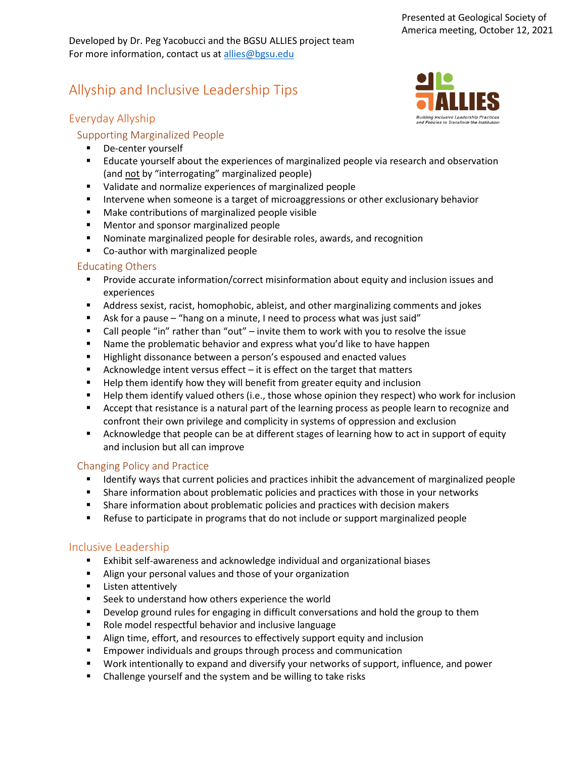Presented at Geological Society of America meeting, October 12, 2021

Developed by Dr. Peg Yacobucci and the BGSU ALLIES project team
For more information, contact us at allies@bgsu.edu

# Allyship and Inclusive Leadership Tips

## Everyday Allyship

### Supporting Marginalized People

- De-center yourself
- Educate yourself about the experiences of marginalized people via research and observation (and <u>not</u> by "interrogating" marginalized people)
- Validate and normalize experiences of marginalized people
- Intervene when someone is a target of microaggressions or other exclusionary behavior
- Make contributions of marginalized people visible
- Mentor and sponsor marginalized people
- Nominate marginalized people for desirable roles, awards, and recognition
- Co-author with marginalized people

### Educating Others

- Provide accurate information/correct misinformation about equity and inclusion issues and experiences
- Address sexist, racist, homophobic, ableist, and other marginalizing comments and jokes
- Ask for a pause – "hang on a minute, I need to process what was just said"
- Call people "in" rather than "out" – invite them to work with you to resolve the issue
- Name the problematic behavior and express what you'd like to have happen
- Highlight dissonance between a person's espoused and enacted values
- Acknowledge intent versus effect – it is effect on the target that matters
- Help them identify how they will benefit from greater equity and inclusion
- Help them identify valued others (i.e., those whose opinion they respect) who work for inclusion
- Accept that resistance is a natural part of the learning process as people learn to recognize and confront their own privilege and complicity in systems of oppression and exclusion
- Acknowledge that people can be at different stages of learning how to act in support of equity and inclusion but all can improve

### Changing Policy and Practice

- Identify ways that current policies and practices inhibit the advancement of marginalized people
- Share information about problematic policies and practices with those in your networks
- Share information about problematic policies and practices with decision makers
- Refuse to participate in programs that do not include or support marginalized people

## Inclusive Leadership

- Exhibit self-awareness and acknowledge individual and organizational biases
- Align your personal values and those of your organization
- Listen attentively
- Seek to understand how others experience the world
- Develop ground rules for engaging in difficult conversations and hold the group to them
- Role model respectful behavior and inclusive language
- Align time, effort, and resources to effectively support equity and inclusion
- Empower individuals and groups through process and communication
- Work intentionally to expand and diversify your networks of support, influence, and power
- Challenge yourself and the system and be willing to take risks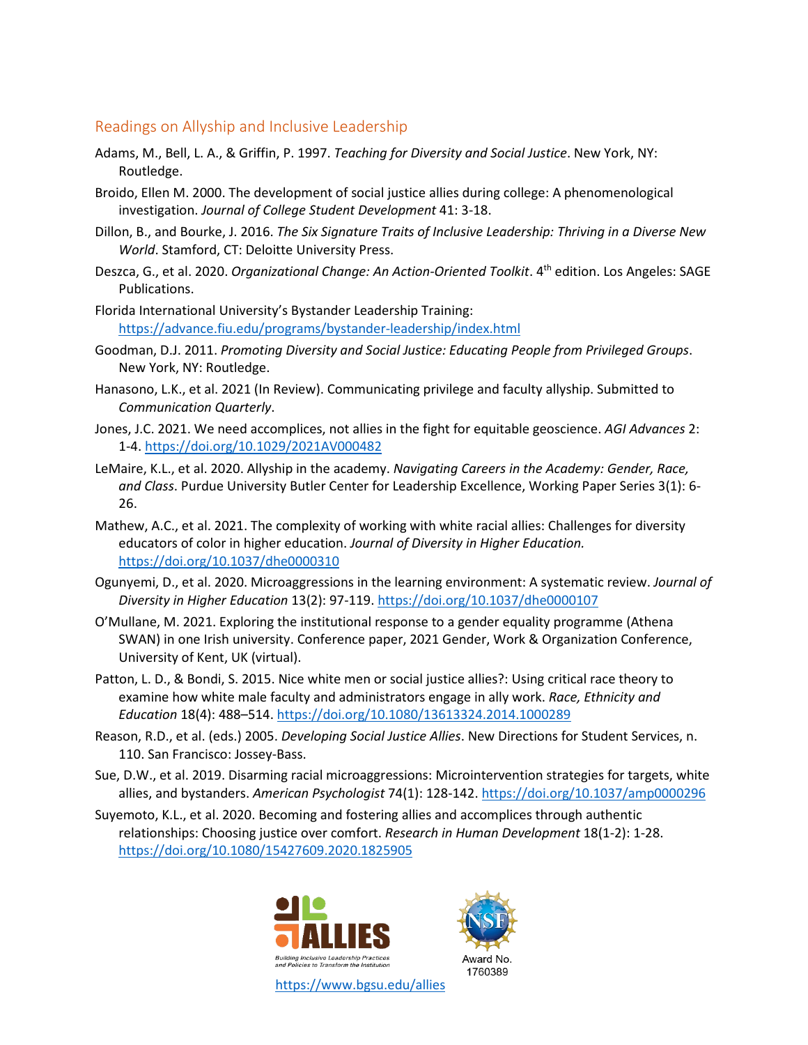## Readings on Allyship and Inclusive Leadership

Adams, M., Bell, L. A., & Griffin, P. 1997. *Teaching for Diversity and Social Justice*. New York, NY: Routledge.

Broido, Ellen M. 2000. The development of social justice allies during college: A phenomenological investigation. *Journal of College Student Development* 41: 3-18.

Dillon, B., and Bourke, J. 2016. *The Six Signature Traits of Inclusive Leadership: Thriving in a Diverse New World*. Stamford, CT: Deloitte University Press.

Deszca, G., et al. 2020. *Organizational Change: An Action-Oriented Toolkit*. 4th edition. Los Angeles: SAGE Publications.

Florida International University's Bystander Leadership Training: https://advance.fiu.edu/programs/bystander-leadership/index.html

Goodman, D.J. 2011. *Promoting Diversity and Social Justice: Educating People from Privileged Groups*. New York, NY: Routledge.

Hanasono, L.K., et al. 2021 (In Review). Communicating privilege and faculty allyship. Submitted to *Communication Quarterly*.

Jones, J.C. 2021. We need accomplices, not allies in the fight for equitable geoscience. *AGI Advances* 2: 1-4. https://doi.org/10.1029/2021AV000482

LeMaire, K.L., et al. 2020. Allyship in the academy. *Navigating Careers in the Academy: Gender, Race, and Class*. Purdue University Butler Center for Leadership Excellence, Working Paper Series 3(1): 6-26.

Mathew, A.C., et al. 2021. The complexity of working with white racial allies: Challenges for diversity educators of color in higher education. *Journal of Diversity in Higher Education.* https://doi.org/10.1037/dhe0000310

Ogunyemi, D., et al. 2020. Microaggressions in the learning environment: A systematic review. *Journal of Diversity in Higher Education* 13(2): 97-119. https://doi.org/10.1037/dhe0000107

O'Mullane, M. 2021. Exploring the institutional response to a gender equality programme (Athena SWAN) in one Irish university. Conference paper, 2021 Gender, Work & Organization Conference, University of Kent, UK (virtual).

Patton, L. D., & Bondi, S. 2015. Nice white men or social justice allies?: Using critical race theory to examine how white male faculty and administrators engage in ally work. *Race, Ethnicity and Education* 18(4): 488–514. https://doi.org/10.1080/13613324.2014.1000289

Reason, R.D., et al. (eds.) 2005. *Developing Social Justice Allies*. New Directions for Student Services, n. 110. San Francisco: Jossey-Bass.

Sue, D.W., et al. 2019. Disarming racial microaggressions: Microintervention strategies for targets, white allies, and bystanders. *American Psychologist* 74(1): 128-142. https://doi.org/10.1037/amp0000296

Suyemoto, K.L., et al. 2020. Becoming and fostering allies and accomplices through authentic relationships: Choosing justice over comfort. *Research in Human Development* 18(1-2): 1-28. https://doi.org/10.1080/15427609.2020.1825905

ALLIES – Building Inclusive Leadership Practices and Policies to Transform the Institution

Award No. 1760389

https://www.bgsu.edu/allies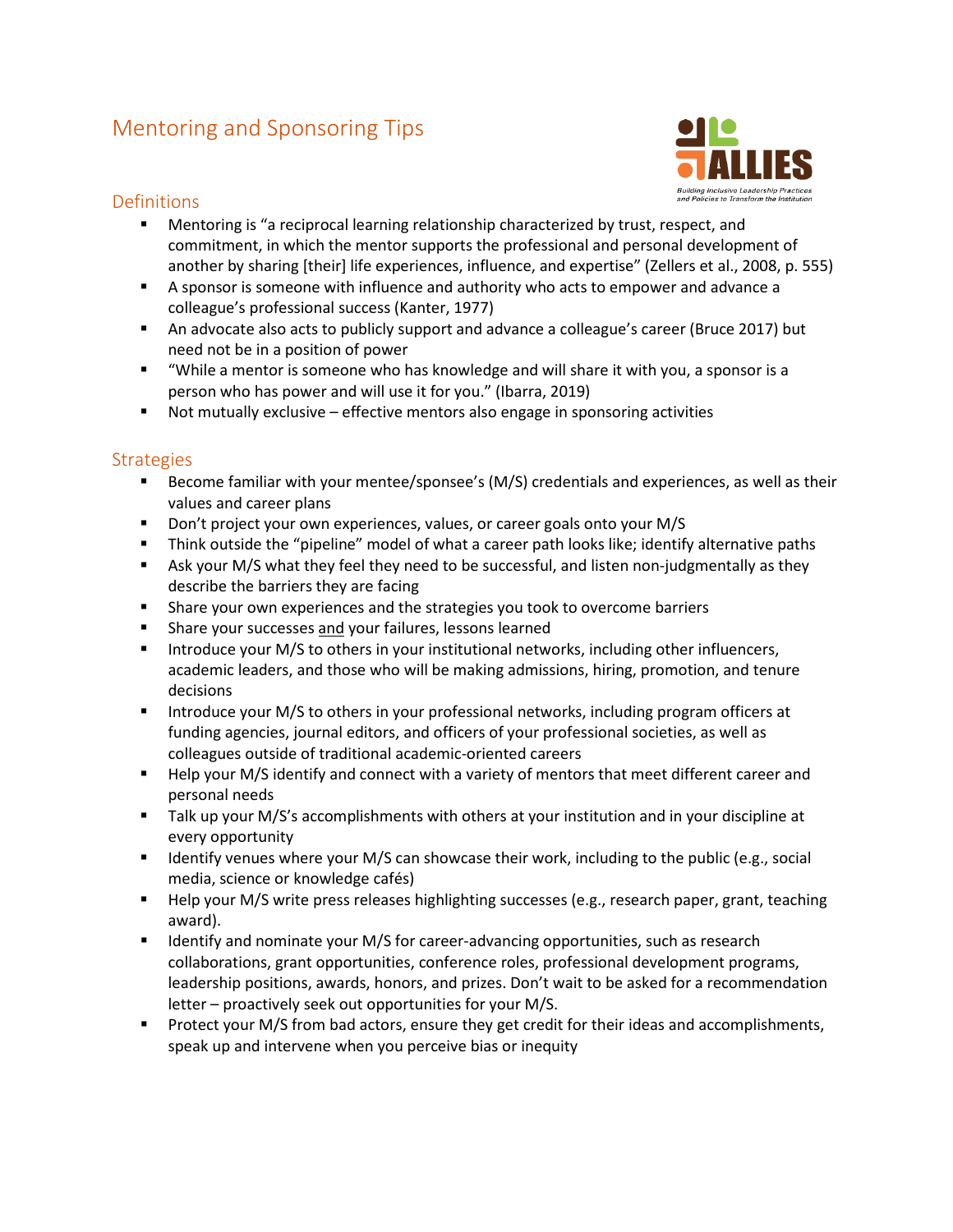# Mentoring and Sponsoring Tips

## Definitions

- Mentoring is "a reciprocal learning relationship characterized by trust, respect, and commitment, in which the mentor supports the professional and personal development of another by sharing [their] life experiences, influence, and expertise" (Zellers et al., 2008, p. 555)
- A sponsor is someone with influence and authority who acts to empower and advance a colleague's professional success (Kanter, 1977)
- An advocate also acts to publicly support and advance a colleague's career (Bruce 2017) but need not be in a position of power
- "While a mentor is someone who has knowledge and will share it with you, a sponsor is a person who has power and will use it for you." (Ibarra, 2019)
- Not mutually exclusive – effective mentors also engage in sponsoring activities

## Strategies

- Become familiar with your mentee/sponsee's (M/S) credentials and experiences, as well as their values and career plans
- Don't project your own experiences, values, or career goals onto your M/S
- Think outside the "pipeline" model of what a career path looks like; identify alternative paths
- Ask your M/S what they feel they need to be successful, and listen non-judgmentally as they describe the barriers they are facing
- Share your own experiences and the strategies you took to overcome barriers
- Share your successes and your failures, lessons learned
- Introduce your M/S to others in your institutional networks, including other influencers, academic leaders, and those who will be making admissions, hiring, promotion, and tenure decisions
- Introduce your M/S to others in your professional networks, including program officers at funding agencies, journal editors, and officers of your professional societies, as well as colleagues outside of traditional academic-oriented careers
- Help your M/S identify and connect with a variety of mentors that meet different career and personal needs
- Talk up your M/S's accomplishments with others at your institution and in your discipline at every opportunity
- Identify venues where your M/S can showcase their work, including to the public (e.g., social media, science or knowledge cafés)
- Help your M/S write press releases highlighting successes (e.g., research paper, grant, teaching award).
- Identify and nominate your M/S for career-advancing opportunities, such as research collaborations, grant opportunities, conference roles, professional development programs, leadership positions, awards, honors, and prizes. Don't wait to be asked for a recommendation letter – proactively seek out opportunities for your M/S.
- Protect your M/S from bad actors, ensure they get credit for their ideas and accomplishments, speak up and intervene when you perceive bias or inequity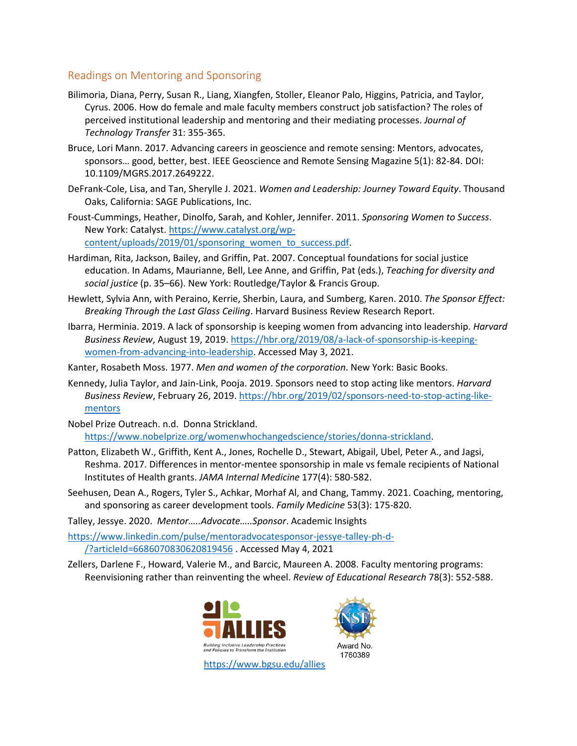## Readings on Mentoring and Sponsoring

Bilimoria, Diana, Perry, Susan R., Liang, Xiangfen, Stoller, Eleanor Palo, Higgins, Patricia, and Taylor, Cyrus. 2006. How do female and male faculty members construct job satisfaction? The roles of perceived institutional leadership and mentoring and their mediating processes. *Journal of Technology Transfer* 31: 355-365.

Bruce, Lori Mann. 2017. Advancing careers in geoscience and remote sensing: Mentors, advocates, sponsors… good, better, best. IEEE Geoscience and Remote Sensing Magazine 5(1): 82-84. DOI: 10.1109/MGRS.2017.2649222.

DeFrank-Cole, Lisa, and Tan, Sherylle J. 2021. *Women and Leadership: Journey Toward Equity*. Thousand Oaks, California: SAGE Publications, Inc.

Foust-Cummings, Heather, Dinolfo, Sarah, and Kohler, Jennifer. 2011. *Sponsoring Women to Success*. New York: Catalyst. https://www.catalyst.org/wp-content/uploads/2019/01/sponsoring_women_to_success.pdf.

Hardiman, Rita, Jackson, Bailey, and Griffin, Pat. 2007. Conceptual foundations for social justice education. In Adams, Maurianne, Bell, Lee Anne, and Griffin, Pat (eds.), *Teaching for diversity and social justice* (p. 35–66). New York: Routledge/Taylor & Francis Group.

Hewlett, Sylvia Ann, with Peraino, Kerrie, Sherbin, Laura, and Sumberg, Karen. 2010. *The Sponsor Effect: Breaking Through the Last Glass Ceiling*. Harvard Business Review Research Report.

Ibarra, Herminia. 2019. A lack of sponsorship is keeping women from advancing into leadership. *Harvard Business Review*, August 19, 2019. https://hbr.org/2019/08/a-lack-of-sponsorship-is-keeping-women-from-advancing-into-leadership. Accessed May 3, 2021.

Kanter, Rosabeth Moss. 1977. *Men and women of the corporation*. New York: Basic Books.

Kennedy, Julia Taylor, and Jain-Link, Pooja. 2019. Sponsors need to stop acting like mentors. *Harvard Business Review*, February 26, 2019. https://hbr.org/2019/02/sponsors-need-to-stop-acting-like-mentors

Nobel Prize Outreach. n.d. Donna Strickland. https://www.nobelprize.org/womenwhochangedscience/stories/donna-strickland.

Patton, Elizabeth W., Griffith, Kent A., Jones, Rochelle D., Stewart, Abigail, Ubel, Peter A., and Jagsi, Reshma. 2017. Differences in mentor-mentee sponsorship in male vs female recipients of National Institutes of Health grants. *JAMA Internal Medicine* 177(4): 580-582.

Seehusen, Dean A., Rogers, Tyler S., Achkar, Morhaf Al, and Chang, Tammy. 2021. Coaching, mentoring, and sponsoring as career development tools. *Family Medicine* 53(3): 175-820.

Talley, Jessye. 2020. *Mentor…..Advocate…..Sponsor*. Academic Insights https://www.linkedin.com/pulse/mentoradvocatesponsor-jessye-talley-ph-d-/?articleId=6686070830620819456 . Accessed May 4, 2021

Zellers, Darlene F., Howard, Valerie M., and Barcic, Maureen A. 2008. Faculty mentoring programs: Reenvisioning rather than reinventing the wheel. *Review of Educational Research* 78(3): 552-588.

ALLIES — Building Inclusive Leadership Practices and Policies to Transform the Institution

NSF Award No. 1760389

https://www.bgsu.edu/allies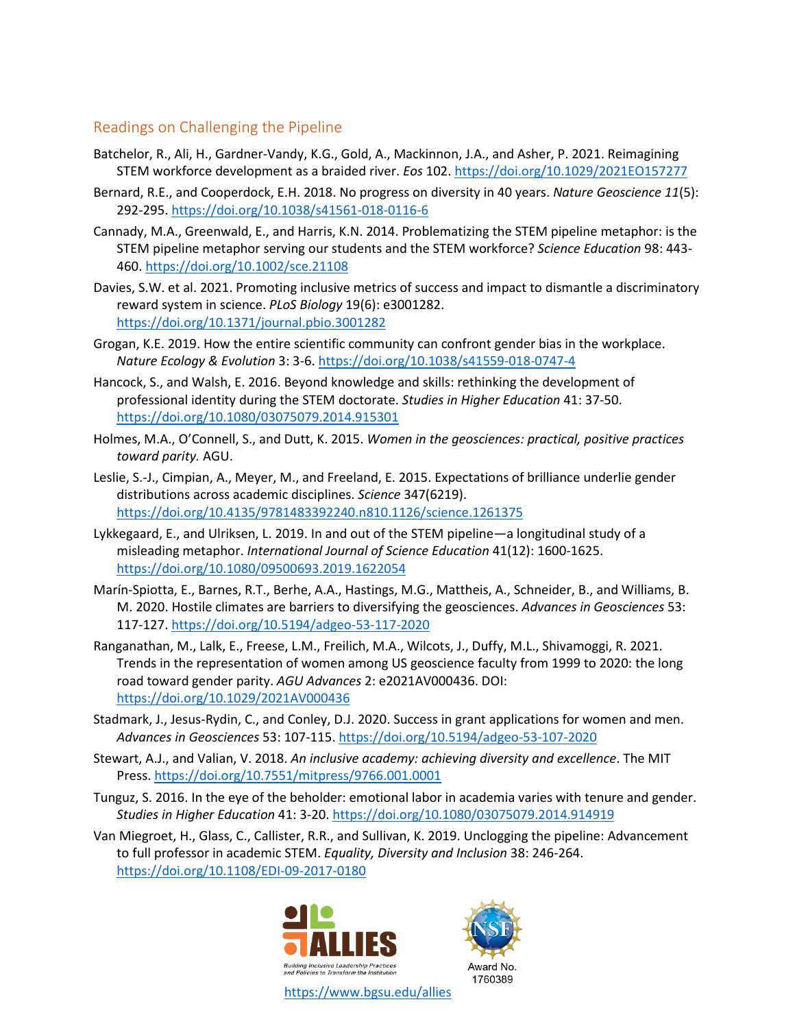## Readings on Challenging the Pipeline

Batchelor, R., Ali, H., Gardner-Vandy, K.G., Gold, A., Mackinnon, J.A., and Asher, P. 2021. Reimagining STEM workforce development as a braided river. *Eos* 102. https://doi.org/10.1029/2021EO157277

Bernard, R.E., and Cooperdock, E.H. 2018. No progress on diversity in 40 years. *Nature Geoscience 11*(5): 292-295. https://doi.org/10.1038/s41561-018-0116-6

Cannady, M.A., Greenwald, E., and Harris, K.N. 2014. Problematizing the STEM pipeline metaphor: is the STEM pipeline metaphor serving our students and the STEM workforce? *Science Education* 98: 443-460. https://doi.org/10.1002/sce.21108

Davies, S.W. et al. 2021. Promoting inclusive metrics of success and impact to dismantle a discriminatory reward system in science. *PLoS Biology* 19(6): e3001282. https://doi.org/10.1371/journal.pbio.3001282

Grogan, K.E. 2019. How the entire scientific community can confront gender bias in the workplace. *Nature Ecology & Evolution* 3: 3-6. https://doi.org/10.1038/s41559-018-0747-4

Hancock, S., and Walsh, E. 2016. Beyond knowledge and skills: rethinking the development of professional identity during the STEM doctorate. *Studies in Higher Education* 41: 37-50. https://doi.org/10.1080/03075079.2014.915301

Holmes, M.A., O'Connell, S., and Dutt, K. 2015. *Women in the geosciences: practical, positive practices toward parity.* AGU.

Leslie, S.-J., Cimpian, A., Meyer, M., and Freeland, E. 2015. Expectations of brilliance underlie gender distributions across academic disciplines. *Science* 347(6219). https://doi.org/10.4135/9781483392240.n810.1126/science.1261375

Lykkegaard, E., and Ulriksen, L. 2019. In and out of the STEM pipeline—a longitudinal study of a misleading metaphor. *International Journal of Science Education* 41(12): 1600-1625. https://doi.org/10.1080/09500693.2019.1622054

Marín-Spiotta, E., Barnes, R.T., Berhe, A.A., Hastings, M.G., Mattheis, A., Schneider, B., and Williams, B. M. 2020. Hostile climates are barriers to diversifying the geosciences. *Advances in Geosciences* 53: 117-127. https://doi.org/10.5194/adgeo-53-117-2020

Ranganathan, M., Lalk, E., Freese, L.M., Freilich, M.A., Wilcots, J., Duffy, M.L., Shivamoggi, R. 2021. Trends in the representation of women among US geoscience faculty from 1999 to 2020: the long road toward gender parity. *AGU Advances* 2: e2021AV000436. DOI: https://doi.org/10.1029/2021AV000436

Stadmark, J., Jesus-Rydin, C., and Conley, D.J. 2020. Success in grant applications for women and men. *Advances in Geosciences* 53: 107-115. https://doi.org/10.5194/adgeo-53-107-2020

Stewart, A.J., and Valian, V. 2018. *An inclusive academy: achieving diversity and excellence*. The MIT Press. https://doi.org/10.7551/mitpress/9766.001.0001

Tunguz, S. 2016. In the eye of the beholder: emotional labor in academia varies with tenure and gender. *Studies in Higher Education* 41: 3-20. https://doi.org/10.1080/03075079.2014.914919

Van Miegroet, H., Glass, C., Callister, R.R., and Sullivan, K. 2019. Unclogging the pipeline: Advancement to full professor in academic STEM. *Equality, Diversity and Inclusion* 38: 246-264. https://doi.org/10.1108/EDI-09-2017-0180

ALLIES
Building Inclusive Leadership Practices and Policies to Transform the Institution

NSF
Award No. 1760389

https://www.bgsu.edu/allies